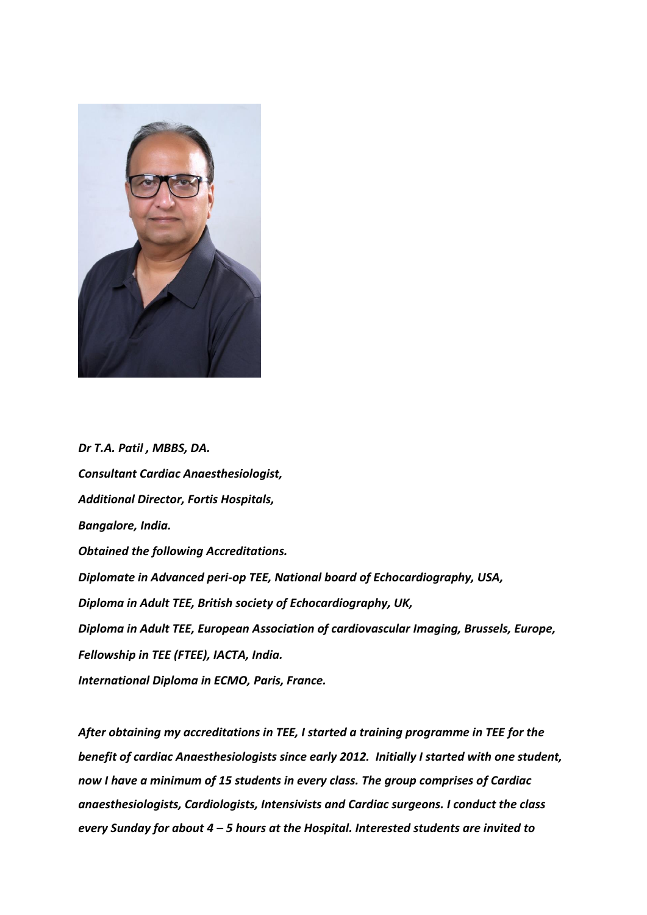*Dr T.A. Patil , MBBS, DA.*

*Consultant Cardiac Anaesthesiologist,*

*Additional Director, Fortis Hospitals,*

*Bangalore, India.*

*Obtained the following Accreditations.*

*Diplomate in Advanced peri-op TEE, National board of Echocardiography, USA,*

*Diploma in Adult TEE, British society of Echocardiography, UK,*

*Diploma in Adult TEE, European Association of cardiovascular Imaging, Brussels, Europe,*

*Fellowship in TEE (FTEE), IACTA, India.*

*International Diploma in ECMO, Paris, France.*

*After obtaining my accreditations in TEE, I started a training programme in TEE for the benefit of cardiac Anaesthesiologists since early 2012. Initially I started with one student, now I have a minimum of 15 students in every class. The group comprises of Cardiac anaesthesiologists, Cardiologists, Intensivists and Cardiac surgeons. I conduct the class every Sunday for about 4 – 5 hours at the Hospital. Interested students are invited to*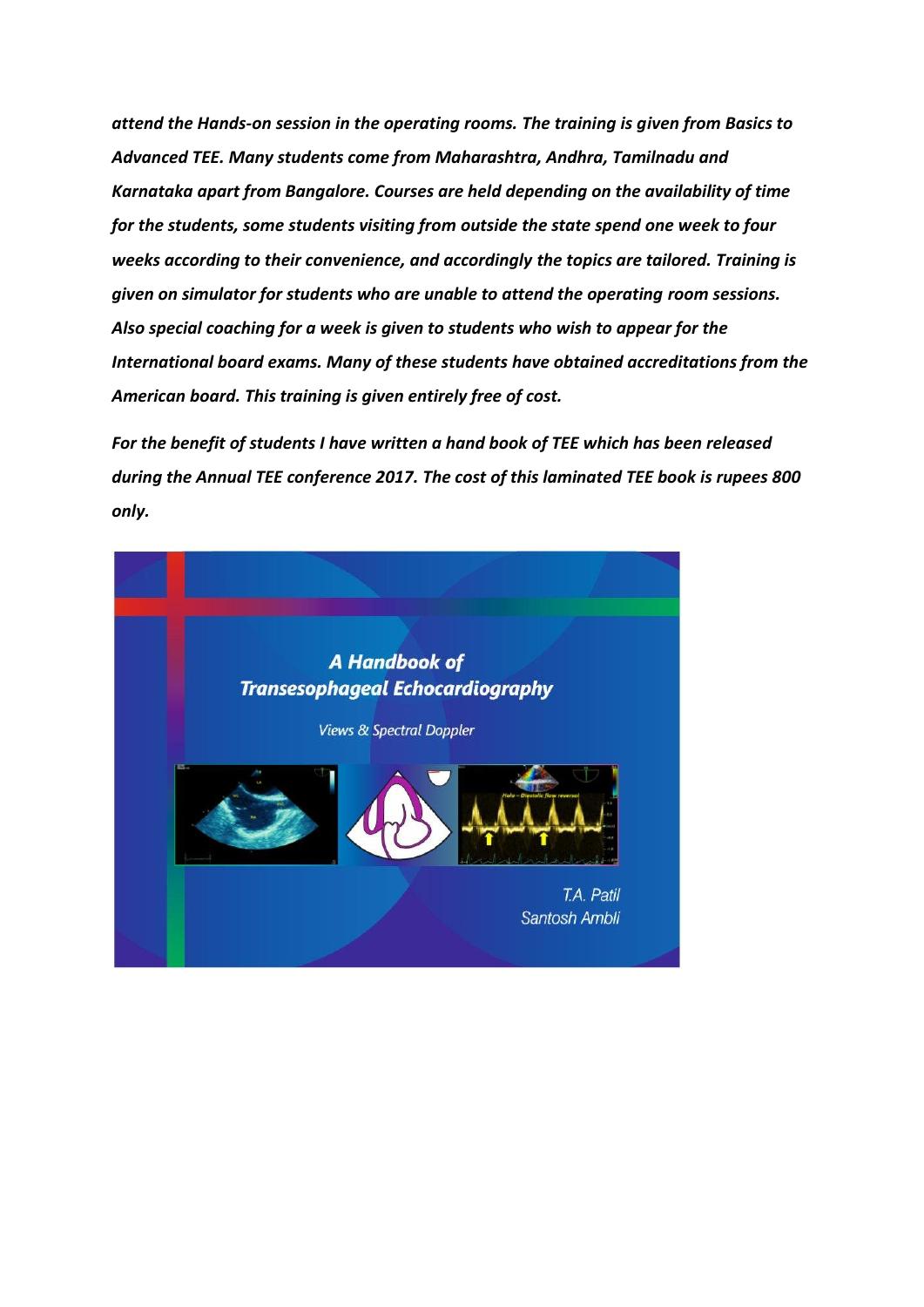*attend the Hands-on session in the operating rooms. The training is given from Basics to Advanced TEE. Many students come from Maharashtra, Andhra, Tamilnadu and Karnataka apart from Bangalore. Courses are held depending on the availability of time for the students, some students visiting from outside the state spend one week to four weeks according to their convenience, and accordingly the topics are tailored. Training is given on simulator for students who are unable to attend the operating room sessions. Also special coaching for a week is given to students who wish to appear for the International board exams. Many of these students have obtained accreditations from the American board. This training is given entirely free of cost.*

*For the benefit of students I have written a hand book of TEE which has been released during the Annual TEE conference 2017. The cost of this laminated TEE book is rupees 800 only.*

A Handbook of Transesophageal Echocardiography

Views & Spectral Doppler

T.A. Patil

Santosh Ambli